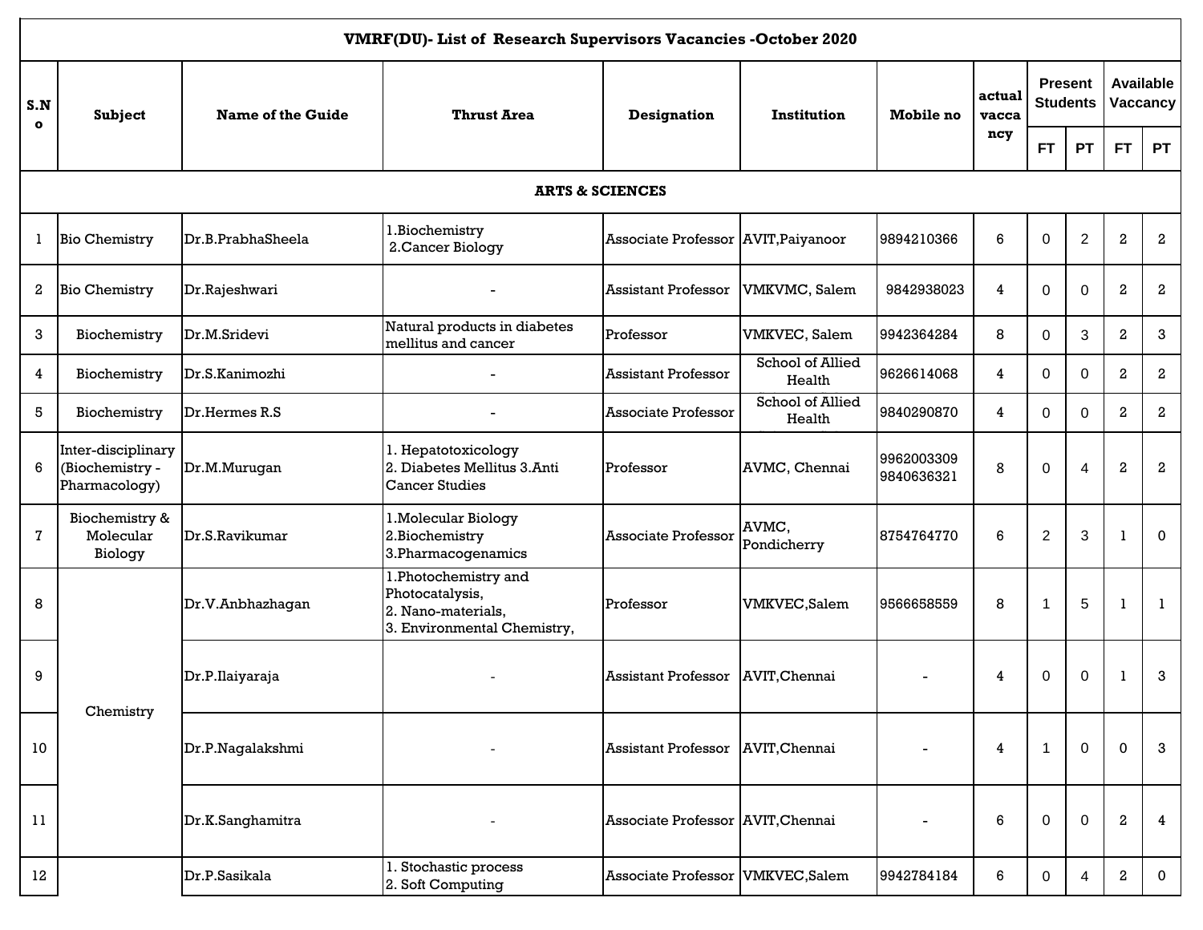| VMRF(DU)- List of Research Supervisors Vacancies -October 2020 | | | | | | | | | | | |
|---|---|---|---|---|---|---|---|---|---|---|---|
| **S.No** | **Subject** | **Name of the Guide** | **Thrust Area** | **Designation** | **Institution** | **Mobile no** | **actual vaccancy** | **Present Students** | | **Available Vaccancy** | |
| | | | | | | | | **FT** | **PT** | **FT** | **PT** |
| **ARTS & SCIENCES** | | | | | | | | | | | |
| 1 | Bio Chemistry | Dr.B.PrabhaSheela | 1.Biochemistry 2.Cancer Biology | Associate Professor | AVIT,Paiyanoor | 9894210366 | 6 | 0 | 2 | 2 | 2 |
| 2 | Bio Chemistry | Dr.Rajeshwari | - | Assistant Professor | VMKVMC, Salem | 9842938023 | 4 | 0 | 0 | 2 | 2 |
| 3 | Biochemistry | Dr.M.Sridevi | Natural products in diabetes mellitus and cancer | Professor | VMKVEC, Salem | 9942364284 | 8 | 0 | 3 | 2 | 3 |
| 4 | Biochemistry | Dr.S.Kanimozhi | - | Assistant Professor | School of Allied Health | 9626614068 | 4 | 0 | 0 | 2 | 2 |
| 5 | Biochemistry | Dr.Hermes R.S | - | Associate Professor | School of Allied Health | 9840290870 | 4 | 0 | 0 | 2 | 2 |
| 6 | Inter-disciplinary (Biochemistry - Pharmacology) | Dr.M.Murugan | 1. Hepatotoxicology 2. Diabetes Mellitus 3.Anti Cancer Studies | Professor | AVMC, Chennai | 9962003309 9840636321 | 8 | 0 | 4 | 2 | 2 |
| 7 | Biochemistry & Molecular Biology | Dr.S.Ravikumar | 1.Molecular Biology 2.Biochemistry 3.Pharmacogenamics | Associate Professor | AVMC, Pondicherry | 8754764770 | 6 | 2 | 3 | 1 | 0 |
| 8 | Chemistry | Dr.V.Anbhazhagan | 1.Photochemistry and Photocatalysis, 2. Nano-materials, 3. Environmental Chemistry, | Professor | VMKVEC,Salem | 9566658559 | 8 | 1 | 5 | 1 | 1 |
| 9 | Chemistry | Dr.P.Ilaiyaraja | - | Assistant Professor | AVIT,Chennai | - | 4 | 0 | 0 | 1 | 3 |
| 10 | Chemistry | Dr.P.Nagalakshmi | - | Assistant Professor | AVIT,Chennai | - | 4 | 1 | 0 | 0 | 3 |
| 11 | Chemistry | Dr.K.Sanghamitra | - | Associate Professor | AVIT,Chennai | - | 6 | 0 | 0 | 2 | 4 |
| 12 | | Dr.P.Sasikala | 1. Stochastic process 2. Soft Computing | Associate Professor | VMKVEC,Salem | 9942784184 | 6 | 0 | 4 | 2 | 0 |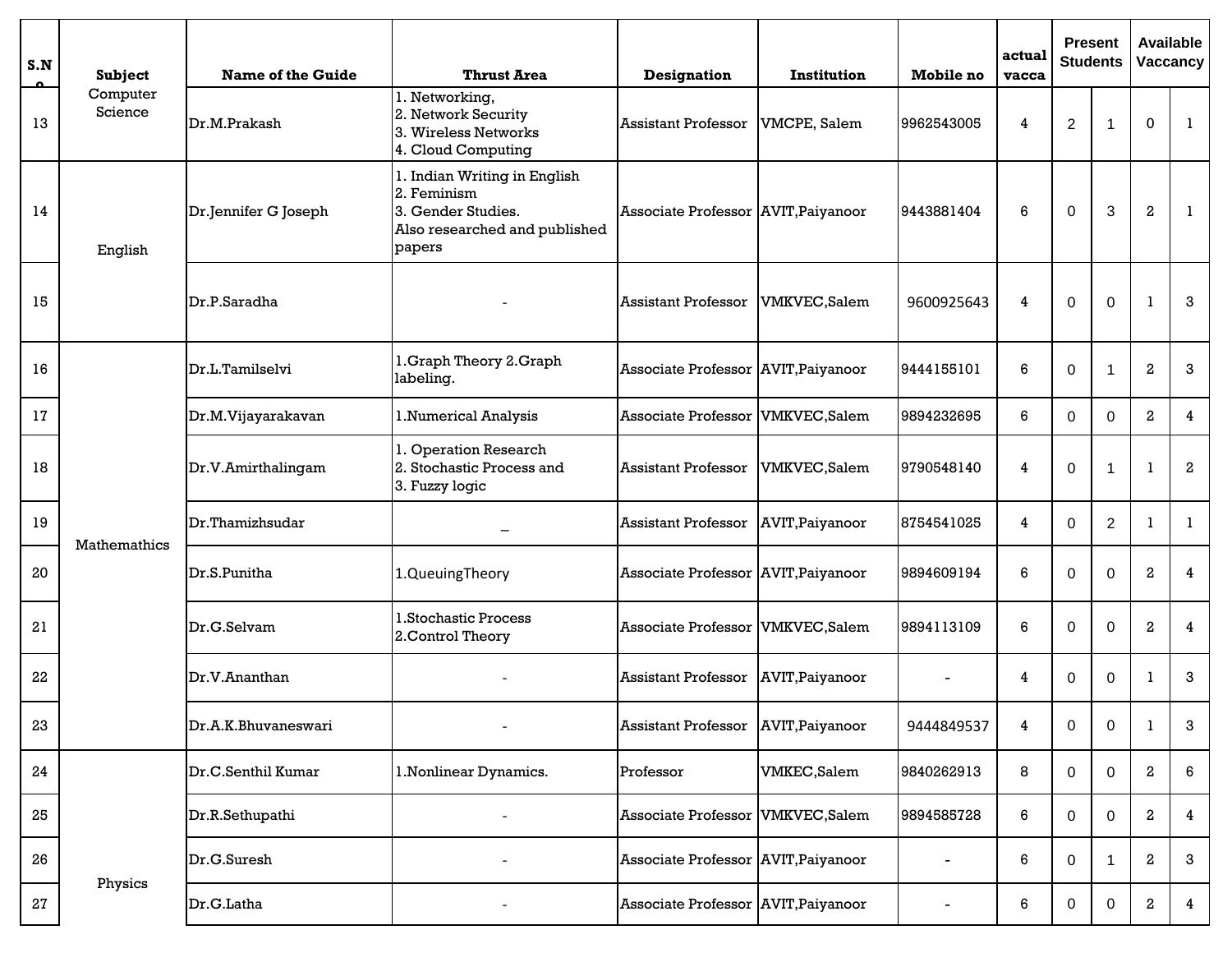| S.No | Subject | Name of the Guide | Thrust Area | Designation | Institution | Mobile no | actual vacca | Present Students | | Available Vaccancy | |
|---|---|---|---|---|---|---|---|---|---|---|---|
| 13 | Computer Science | Dr.M.Prakash | 1. Networking, 2. Network Security 3. Wireless Networks 4. Cloud Computing | Assistant Professor | VMCPE, Salem | 9962543005 | 4 | 2 | 1 | 0 | 1 |
| 14 | English | Dr.Jennifer G Joseph | 1. Indian Writing in English 2. Feminism 3. Gender Studies. Also researched and published papers | Associate Professor | AVIT,Paiyanoor | 9443881404 | 6 | 0 | 3 | 2 | 1 |
| 15 | | Dr.P.Saradha | - | Assistant Professor | VMKVEC,Salem | 9600925643 | 4 | 0 | 0 | 1 | 3 |
| 16 | Mathemathics | Dr.L.Tamilselvi | 1.Graph Theory 2.Graph labeling. | Associate Professor | AVIT,Paiyanoor | 9444155101 | 6 | 0 | 1 | 2 | 3 |
| 17 | | Dr.M.Vijayarakavan | 1.Numerical Analysis | Associate Professor | VMKVEC,Salem | 9894232695 | 6 | 0 | 0 | 2 | 4 |
| 18 | | Dr.V.Amirthalingam | 1. Operation Research 2. Stochastic Process and 3. Fuzzy logic | Assistant Professor | VMKVEC,Salem | 9790548140 | 4 | 0 | 1 | 1 | 2 |
| 19 | | Dr.Thamizhsudar | _ | Assistant Professor | AVIT,Paiyanoor | 8754541025 | 4 | 0 | 2 | 1 | 1 |
| 20 | | Dr.S.Punitha | 1.QueuingTheory | Associate Professor | AVIT,Paiyanoor | 9894609194 | 6 | 0 | 0 | 2 | 4 |
| 21 | | Dr.G.Selvam | 1.Stochastic Process 2.Control Theory | Associate Professor | VMKVEC,Salem | 9894113109 | 6 | 0 | 0 | 2 | 4 |
| 22 | | Dr.V.Ananthan | - | Assistant Professor | AVIT,Paiyanoor | - | 4 | 0 | 0 | 1 | 3 |
| 23 | | Dr.A.K.Bhuvaneswari | - | Assistant Professor | AVIT,Paiyanoor | 9444849537 | 4 | 0 | 0 | 1 | 3 |
| 24 | Physics | Dr.C.Senthil Kumar | 1.Nonlinear Dynamics. | Professor | VMKEC,Salem | 9840262913 | 8 | 0 | 0 | 2 | 6 |
| 25 | | Dr.R.Sethupathi | - | Associate Professor | VMKVEC,Salem | 9894585728 | 6 | 0 | 0 | 2 | 4 |
| 26 | | Dr.G.Suresh | - | Associate Professor | AVIT,Paiyanoor | - | 6 | 0 | 1 | 2 | 3 |
| 27 | | Dr.G.Latha | - | Associate Professor | AVIT,Paiyanoor | - | 6 | 0 | 0 | 2 | 4 |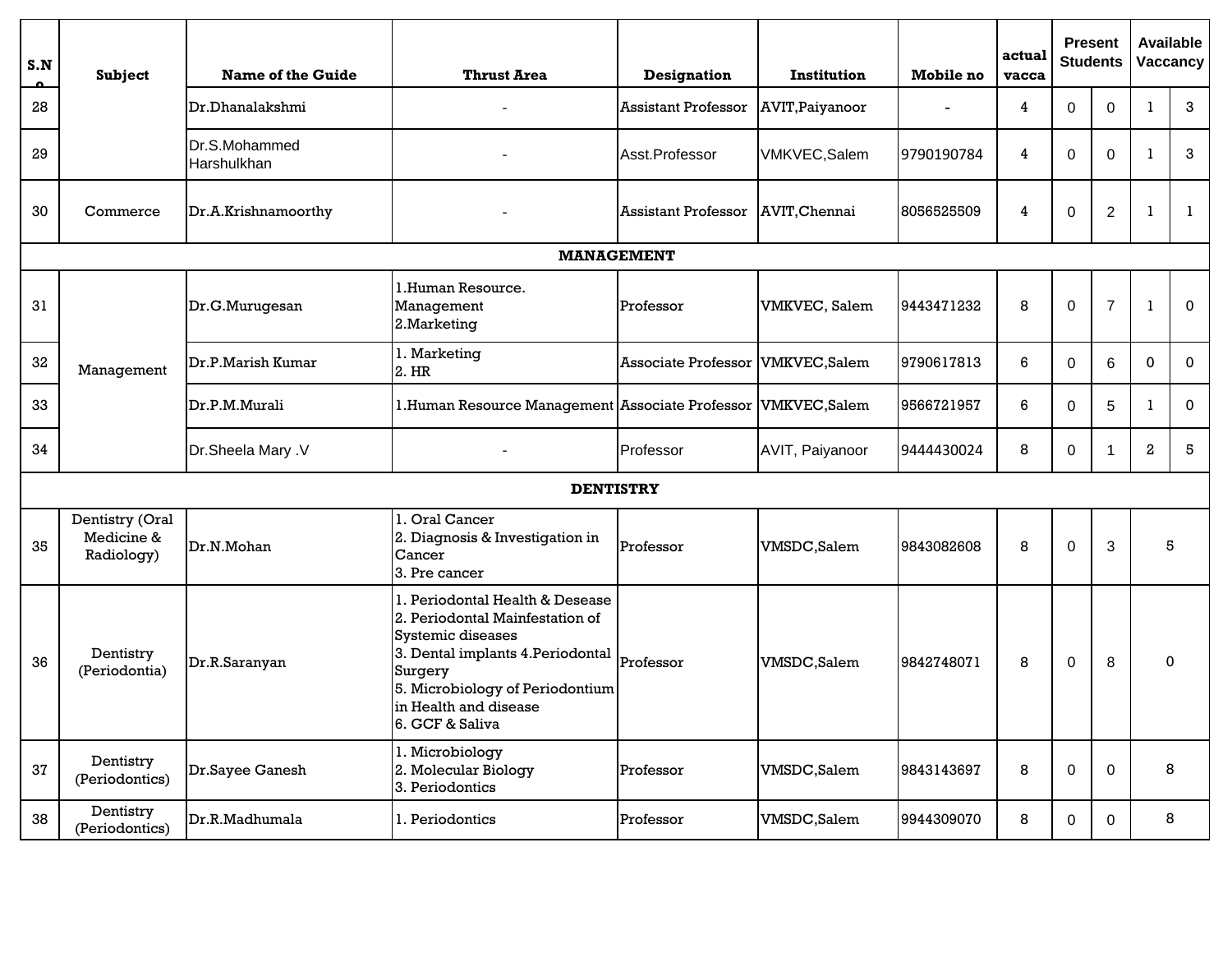| S.No | Subject | Name of the Guide | Thrust Area | Designation | Institution | Mobile no | actual vacca | Present Students | | Available Vaccancy | |
|---|---|---|---|---|---|---|---|---|---|---|---|
| 28 | | Dr.Dhanalakshmi | - | Assistant Professor | AVIT,Paiyanoor | - | 4 | 0 | 0 | 1 | 3 |
| 29 | | Dr.S.Mohammed Harshulkhan | - | Asst.Professor | VMKVEC,Salem | 9790190784 | 4 | 0 | 0 | 1 | 3 |
| 30 | Commerce | Dr.A.Krishnamoorthy | - | Assistant Professor | AVIT,Chennai | 8056525509 | 4 | 0 | 2 | 1 | 1 |
| **MANAGEMENT** | | | | | | | | | | | |
| 31 | Management | Dr.G.Murugesan | 1.Human Resource. Management<br>2.Marketing | Professor | VMKVEC, Salem | 9443471232 | 8 | 0 | 7 | 1 | 0 |
| 32 | | Dr.P.Marish Kumar | 1. Marketing<br>2. HR | Associate Professor | VMKVEC,Salem | 9790617813 | 6 | 0 | 6 | 0 | 0 |
| 33 | | Dr.P.M.Murali | 1.Human Resource Management | Associate Professor | VMKVEC,Salem | 9566721957 | 6 | 0 | 5 | 1 | 0 |
| 34 | | Dr.Sheela Mary .V | - | Professor | AVIT, Paiyanoor | 9444430024 | 8 | 0 | 1 | 2 | 5 |
| **DENTISTRY** | | | | | | | | | | | |
| 35 | Dentistry (Oral Medicine & Radiology) | Dr.N.Mohan | 1. Oral Cancer<br>2. Diagnosis & Investigation in Cancer<br>3. Pre cancer | Professor | VMSDC,Salem | 9843082608 | 8 | 0 | 3 | 5 | |
| 36 | Dentistry (Periodontia) | Dr.R.Saranyan | 1. Periodontal Health & Desease<br>2. Periodontal Mainfestation of Systemic diseases<br>3. Dental implants 4.Periodontal Surgery<br>5. Microbiology of Periodontium in Health and disease<br>6. GCF & Saliva | Professor | VMSDC,Salem | 9842748071 | 8 | 0 | 8 | 0 | |
| 37 | Dentistry (Periodontics) | Dr.Sayee Ganesh | 1. Microbiology<br>2. Molecular Biology<br>3. Periodontics | Professor | VMSDC,Salem | 9843143697 | 8 | 0 | 0 | 8 | |
| 38 | Dentistry (Periodontics) | Dr.R.Madhumala | 1. Periodontics | Professor | VMSDC,Salem | 9944309070 | 8 | 0 | 0 | 8 | |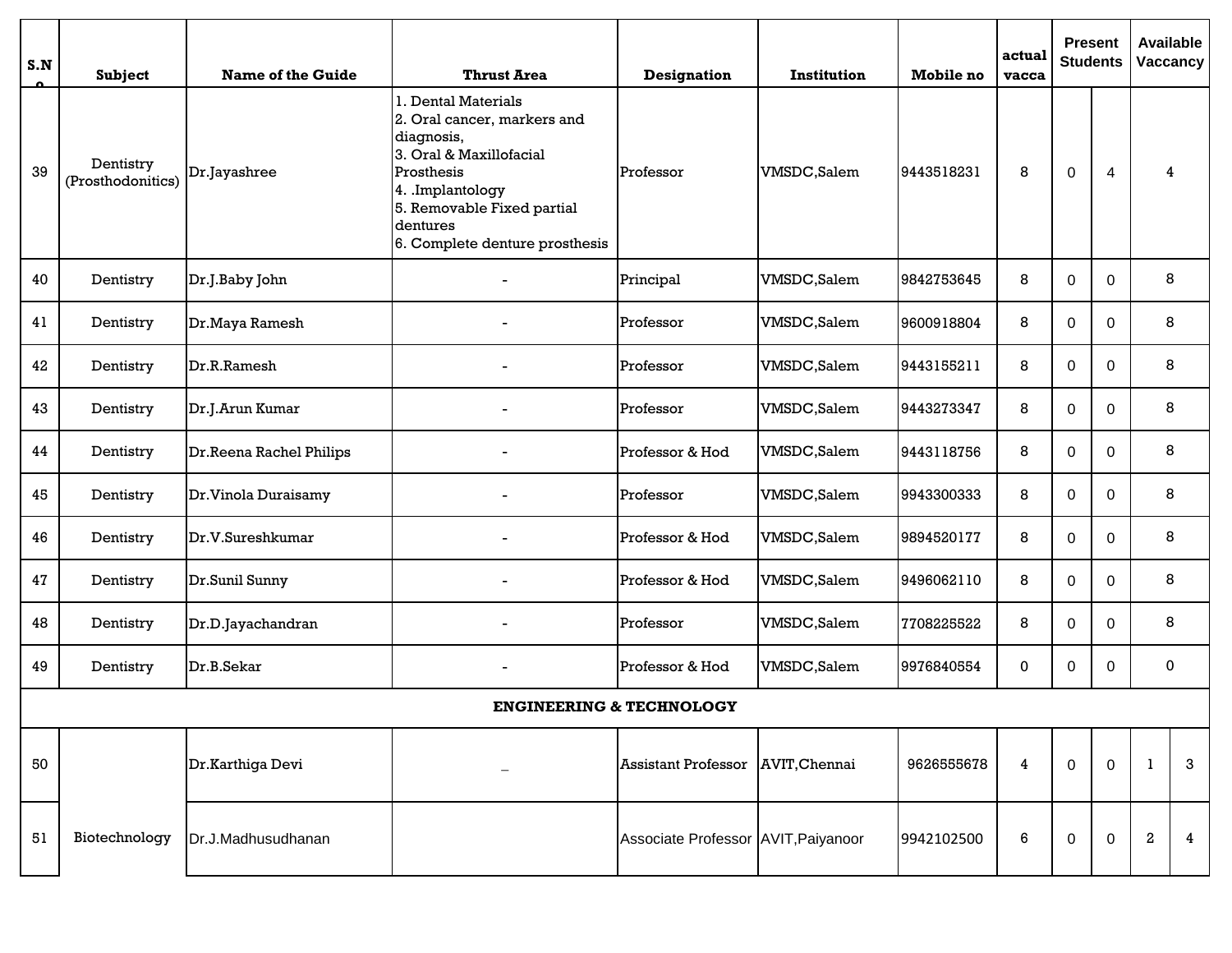| S.No | Subject | Name of the Guide | Thrust Area | Designation | Institution | Mobile no | actual vacca | Present Students | | Available Vaccancy | |
|---|---|---|---|---|---|---|---|---|---|---|---|
| 39 | Dentistry (Prosthodonitics) | Dr.Jayashree | 1. Dental Materials<br>2. Oral cancer, markers and diagnosis,<br>3. Oral & Maxillofacial Prosthesis<br>4. .Implantology<br>5. Removable Fixed partial dentures<br>6. Complete denture prosthesis | Professor | VMSDC,Salem | 9443518231 | 8 | 0 | 4 | 4 | |
| 40 | Dentistry | Dr.J.Baby John | - | Principal | VMSDC,Salem | 9842753645 | 8 | 0 | 0 | 8 | |
| 41 | Dentistry | Dr.Maya Ramesh | - | Professor | VMSDC,Salem | 9600918804 | 8 | 0 | 0 | 8 | |
| 42 | Dentistry | Dr.R.Ramesh | - | Professor | VMSDC,Salem | 9443155211 | 8 | 0 | 0 | 8 | |
| 43 | Dentistry | Dr.J.Arun Kumar | - | Professor | VMSDC,Salem | 9443273347 | 8 | 0 | 0 | 8 | |
| 44 | Dentistry | Dr.Reena Rachel Philips | - | Professor & Hod | VMSDC,Salem | 9443118756 | 8 | 0 | 0 | 8 | |
| 45 | Dentistry | Dr.Vinola Duraisamy | - | Professor | VMSDC,Salem | 9943300333 | 8 | 0 | 0 | 8 | |
| 46 | Dentistry | Dr.V.Sureshkumar | - | Professor & Hod | VMSDC,Salem | 9894520177 | 8 | 0 | 0 | 8 | |
| 47 | Dentistry | Dr.Sunil Sunny | - | Professor & Hod | VMSDC,Salem | 9496062110 | 8 | 0 | 0 | 8 | |
| 48 | Dentistry | Dr.D.Jayachandran | - | Professor | VMSDC,Salem | 7708225522 | 8 | 0 | 0 | 8 | |
| 49 | Dentistry | Dr.B.Sekar | - | Professor & Hod | VMSDC,Salem | 9976840554 | 0 | 0 | 0 | 0 | |
| **ENGINEERING & TECHNOLOGY** | | | | | | | | | | | |
| 50 | Biotechnology | Dr.Karthiga Devi | _ | Assistant Professor | AVIT,Chennai | 9626555678 | 4 | 0 | 0 | 1 | 3 |
| 51 | | Dr.J.Madhusudhanan | | Associate Professor | AVIT,Paiyanoor | 9942102500 | 6 | 0 | 0 | 2 | 4 |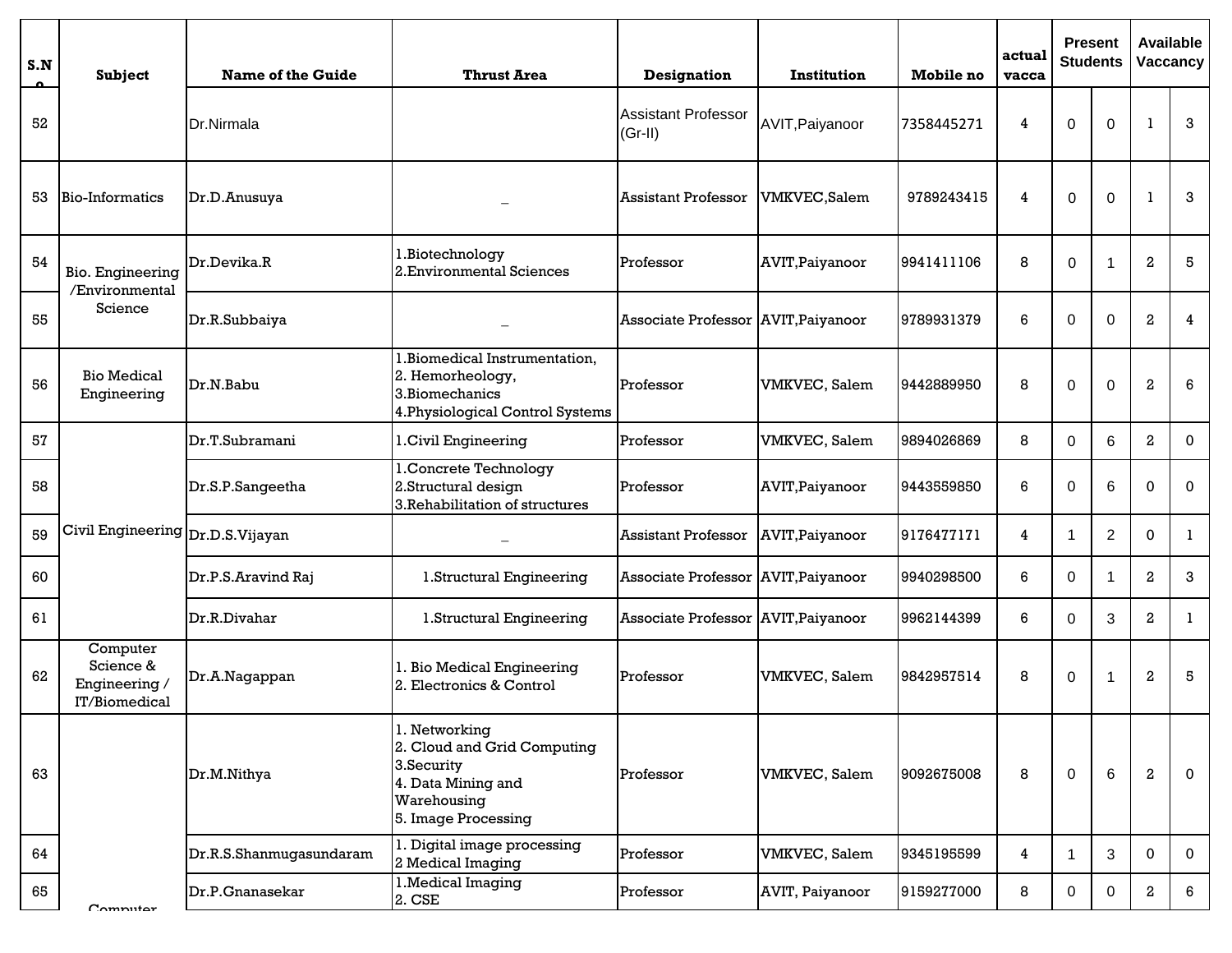| S.No | Subject | Name of the Guide | Thrust Area | Designation | Institution | Mobile no | actual vacca | Present Students | | Available Vaccancy | |
|---|---|---|---|---|---|---|---|---|---|---|---|
| 52 | | Dr.Nirmala | | Assistant Professor (Gr-II) | AVIT,Paiyanoor | 7358445271 | 4 | 0 | 0 | 1 | 3 |
| 53 | Bio-Informatics | Dr.D.Anusuya | _ | Assistant Professor | VMKVEC,Salem | 9789243415 | 4 | 0 | 0 | 1 | 3 |
| 54 | Bio. Engineering /Environmental Science | Dr.Devika.R | 1.Biotechnology 2.Environmental Sciences | Professor | AVIT,Paiyanoor | 9941411106 | 8 | 0 | 1 | 2 | 5 |
| 55 | | Dr.R.Subbaiya | _ | Associate Professor | AVIT,Paiyanoor | 9789931379 | 6 | 0 | 0 | 2 | 4 |
| 56 | Bio Medical Engineering | Dr.N.Babu | 1.Biomedical Instrumentation, 2. Hemorheology, 3.Biomechanics 4.Physiological Control Systems | Professor | VMKVEC, Salem | 9442889950 | 8 | 0 | 0 | 2 | 6 |
| 57 | Civil Engineering | Dr.T.Subramani | 1.Civil Engineering | Professor | VMKVEC, Salem | 9894026869 | 8 | 0 | 6 | 2 | 0 |
| 58 | | Dr.S.P.Sangeetha | 1.Concrete Technology 2.Structural design 3.Rehabilitation of structures | Professor | AVIT,Paiyanoor | 9443559850 | 6 | 0 | 6 | 0 | 0 |
| 59 | | Dr.D.S.Vijayan | _ | Assistant Professor | AVIT,Paiyanoor | 9176477171 | 4 | 1 | 2 | 0 | 1 |
| 60 | | Dr.P.S.Aravind Raj | 1.Structural Engineering | Associate Professor | AVIT,Paiyanoor | 9940298500 | 6 | 0 | 1 | 2 | 3 |
| 61 | | Dr.R.Divahar | 1.Structural Engineering | Associate Professor | AVIT,Paiyanoor | 9962144399 | 6 | 0 | 3 | 2 | 1 |
| 62 | Computer Science & Engineering / IT/Biomedical | Dr.A.Nagappan | 1. Bio Medical Engineering 2. Electronics & Control | Professor | VMKVEC, Salem | 9842957514 | 8 | 0 | 1 | 2 | 5 |
| 63 | Computer | Dr.M.Nithya | 1. Networking 2. Cloud and Grid Computing 3.Security 4. Data Mining and Warehousing 5. Image Processing | Professor | VMKVEC, Salem | 9092675008 | 8 | 0 | 6 | 2 | 0 |
| 64 | | Dr.R.S.Shanmugasundaram | 1. Digital image processing 2 Medical Imaging | Professor | VMKVEC, Salem | 9345195599 | 4 | 1 | 3 | 0 | 0 |
| 65 | | Dr.P.Gnanasekar | 1.Medical Imaging 2. CSE | Professor | AVIT, Paiyanoor | 9159277000 | 8 | 0 | 0 | 2 | 6 |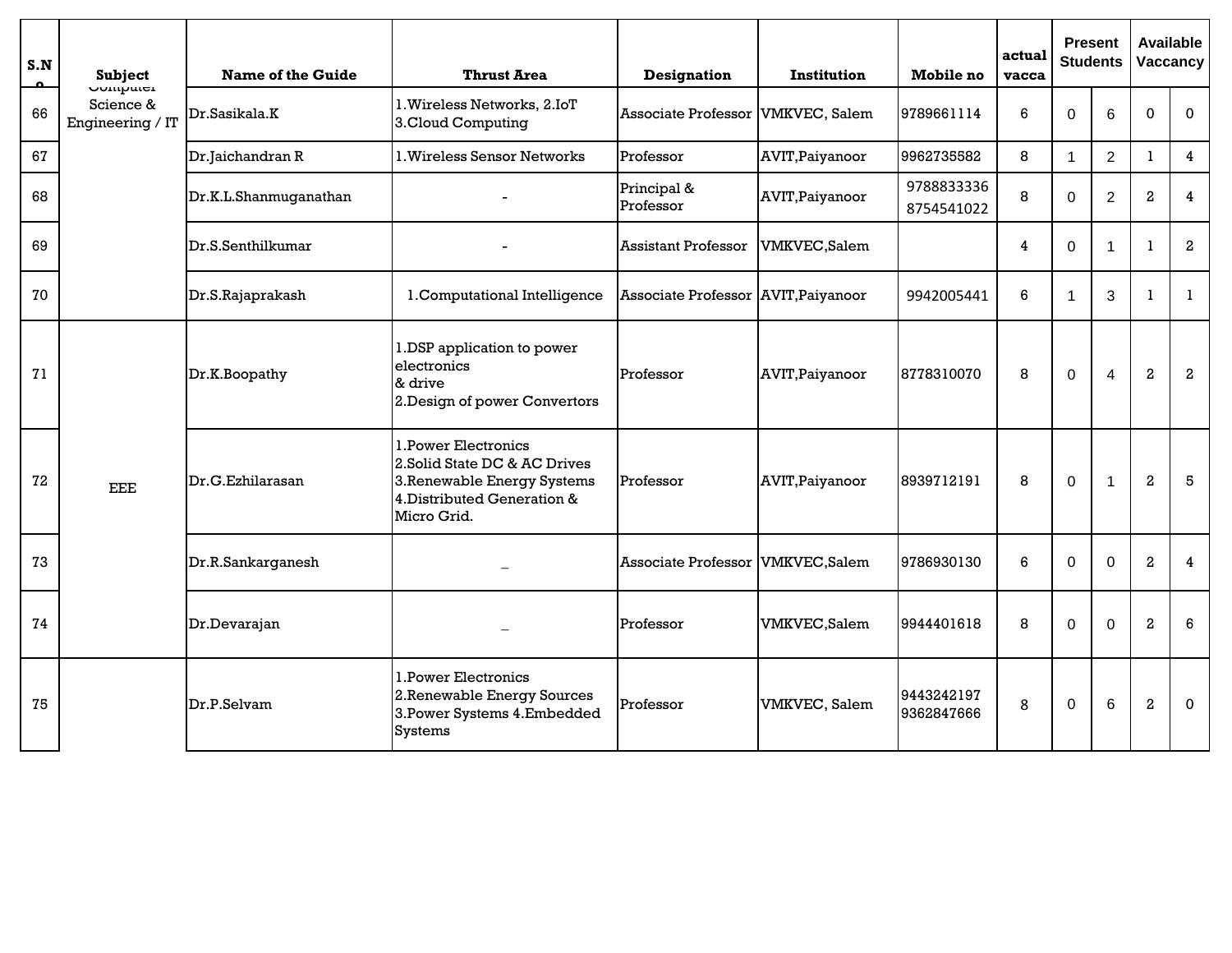| S.No | Subject | Name of the Guide | Thrust Area | Designation | Institution | Mobile no | actual vacca | Present Students | | Available Vaccancy | |
|---|---|---|---|---|---|---|---|---|---|---|---|
| 66 | Computer Science & Engineering / IT | Dr.Sasikala.K | 1.Wireless Networks, 2.IoT 3.Cloud Computing | Associate Professor | VMKVEC, Salem | 9789661114 | 6 | 0 | 6 | 0 | 0 |
| 67 | | Dr.Jaichandran R | 1.Wireless Sensor Networks | Professor | AVIT,Paiyanoor | 9962735582 | 8 | 1 | 2 | 1 | 4 |
| 68 | | Dr.K.L.Shanmuganathan | - | Principal & Professor | AVIT,Paiyanoor | 9788833336 8754541022 | 8 | 0 | 2 | 2 | 4 |
| 69 | | Dr.S.Senthilkumar | - | Assistant Professor | VMKVEC,Salem | | 4 | 0 | 1 | 1 | 2 |
| 70 | | Dr.S.Rajaprakash | 1.Computational Intelligence | Associate Professor | AVIT,Paiyanoor | 9942005441 | 6 | 1 | 3 | 1 | 1 |
| 71 | EEE | Dr.K.Boopathy | 1.DSP application to power electronics & drive 2.Design of power Convertors | Professor | AVIT,Paiyanoor | 8778310070 | 8 | 0 | 4 | 2 | 2 |
| 72 | | Dr.G.Ezhilarasan | 1.Power Electronics 2.Solid State DC & AC Drives 3.Renewable Energy Systems 4.Distributed Generation & Micro Grid. | Professor | AVIT,Paiyanoor | 8939712191 | 8 | 0 | 1 | 2 | 5 |
| 73 | | Dr.R.Sankarganesh | _ | Associate Professor | VMKVEC,Salem | 9786930130 | 6 | 0 | 0 | 2 | 4 |
| 74 | | Dr.Devarajan | _ | Professor | VMKVEC,Salem | 9944401618 | 8 | 0 | 0 | 2 | 6 |
| 75 | | Dr.P.Selvam | 1.Power Electronics 2.Renewable Energy Sources 3.Power Systems 4.Embedded Systems | Professor | VMKVEC, Salem | 9443242197 9362847666 | 8 | 0 | 6 | 2 | 0 |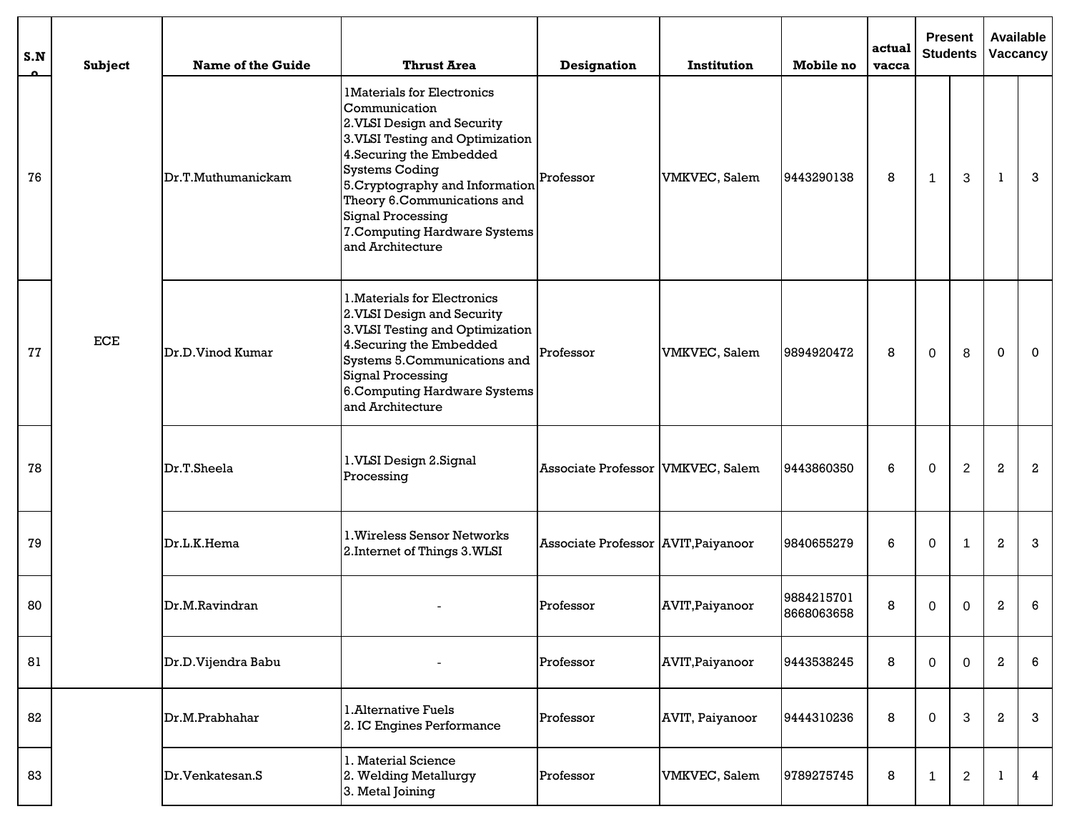| S.No | Subject | Name of the Guide | Thrust Area | Designation | Institution | Mobile no | actual vacca | Present Students | | Available Vaccancy | |
|---|---|---|---|---|---|---|---|---|---|---|---|
| 76 | ECE | Dr.T.Muthumanickam | 1Materials for Electronics Communication 2.VLSI Design and Security 3.VLSI Testing and Optimization 4.Securing the Embedded Systems Coding 5.Cryptography and Information Theory 6.Communications and Signal Processing 7.Computing Hardware Systems and Architecture | Professor | VMKVEC, Salem | 9443290138 | 8 | 1 | 3 | 1 | 3 |
| 77 | | Dr.D.Vinod Kumar | 1.Materials for Electronics 2.VLSI Design and Security 3.VLSI Testing and Optimization 4.Securing the Embedded Systems 5.Communications and Signal Processing 6.Computing Hardware Systems and Architecture | Professor | VMKVEC, Salem | 9894920472 | 8 | 0 | 8 | 0 | 0 |
| 78 | | Dr.T.Sheela | 1.VLSI Design 2.Signal Processing | Associate Professor | VMKVEC, Salem | 9443860350 | 6 | 0 | 2 | 2 | 2 |
| 79 | | Dr.L.K.Hema | 1.Wireless Sensor Networks 2.Internet of Things 3.WLSI | Associate Professor | AVIT,Paiyanoor | 9840655279 | 6 | 0 | 1 | 2 | 3 |
| 80 | | Dr.M.Ravindran | - | Professor | AVIT,Paiyanoor | 9884215701 8668063658 | 8 | 0 | 0 | 2 | 6 |
| 81 | | Dr.D.Vijendra Babu | - | Professor | AVIT,Paiyanoor | 9443538245 | 8 | 0 | 0 | 2 | 6 |
| 82 | | Dr.M.Prabhahar | 1.Alternative Fuels 2. IC Engines Performance | Professor | AVIT, Paiyanoor | 9444310236 | 8 | 0 | 3 | 2 | 3 |
| 83 | | Dr.Venkatesan.S | 1. Material Science 2. Welding Metallurgy 3. Metal Joining | Professor | VMKVEC, Salem | 9789275745 | 8 | 1 | 2 | 1 | 4 |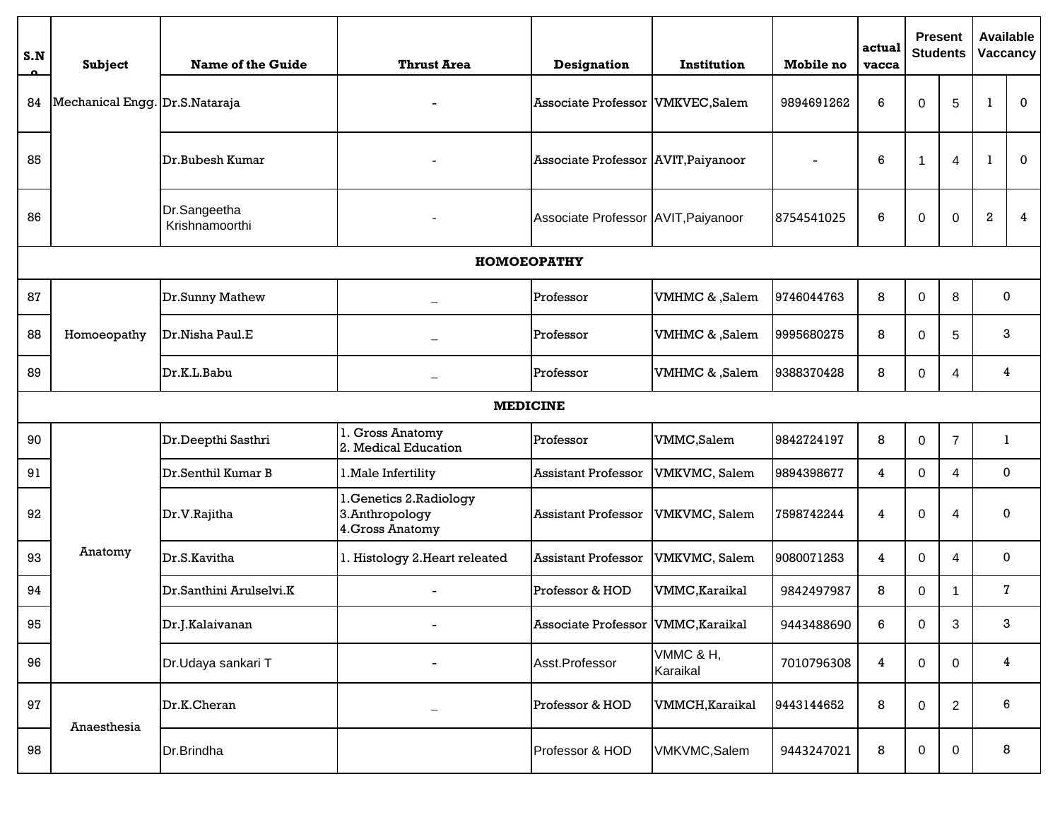| S.No | Subject | Name of the Guide | Thrust Area | Designation | Institution | Mobile no | actual vacca | Present Students | | Available Vaccancy | |
|---|---|---|---|---|---|---|---|---|---|---|---|
| 84 | Mechanical Engg. | Dr.S.Nataraja | - | Associate Professor | VMKVEC,Salem | 9894691262 | 6 | 0 | 5 | 1 | 0 |
| 85 | | Dr.Bubesh Kumar | - | Associate Professor | AVIT,Paiyanoor | - | 6 | 1 | 4 | 1 | 0 |
| 86 | | Dr.Sangeetha Krishnamoorthi | - | Associate Professor | AVIT,Paiyanoor | 8754541025 | 6 | 0 | 0 | 2 | 4 |
| **HOMOEOPATHY** | | | | | | | | | | | |
| 87 | Homoeopathy | Dr.Sunny Mathew | _ | Professor | VMHMC & ,Salem | 9746044763 | 8 | 0 | 8 | 0 | |
| 88 | | Dr.Nisha Paul.E | _ | Professor | VMHMC & ,Salem | 9995680275 | 8 | 0 | 5 | 3 | |
| 89 | | Dr.K.L.Babu | _ | Professor | VMHMC & ,Salem | 9388370428 | 8 | 0 | 4 | 4 | |
| **MEDICINE** | | | | | | | | | | | |
| 90 | Anatomy | Dr.Deepthi Sasthri | 1. Gross Anatomy 2. Medical Education | Professor | VMMC,Salem | 9842724197 | 8 | 0 | 7 | 1 | |
| 91 | | Dr.Senthil Kumar B | 1.Male Infertility | Assistant Professor | VMKVMC, Salem | 9894398677 | 4 | 0 | 4 | 0 | |
| 92 | | Dr.V.Rajitha | 1.Genetics 2.Radiology 3.Anthropology 4.Gross Anatomy | Assistant Professor | VMKVMC, Salem | 7598742244 | 4 | 0 | 4 | 0 | |
| 93 | | Dr.S.Kavitha | 1. Histology 2.Heart releated | Assistant Professor | VMKVMC, Salem | 9080071253 | 4 | 0 | 4 | 0 | |
| 94 | | Dr.Santhini Arulselvi.K | - | Professor & HOD | VMMC,Karaikal | 9842497987 | 8 | 0 | 1 | 7 | |
| 95 | | Dr.J.Kalaivanan | - | Associate Professor | VMMC,Karaikal | 9443488690 | 6 | 0 | 3 | 3 | |
| 96 | | Dr.Udaya sankari T | - | Asst.Professor | VMMC & H, Karaikal | 7010796308 | 4 | 0 | 0 | 4 | |
| 97 | Anaesthesia | Dr.K.Cheran | _ | Professor & HOD | VMMCH,Karaikal | 9443144652 | 8 | 0 | 2 | 6 | |
| 98 | | Dr.Brindha | | Professor & HOD | VMKVMC,Salem | 9443247021 | 8 | 0 | 0 | 8 | |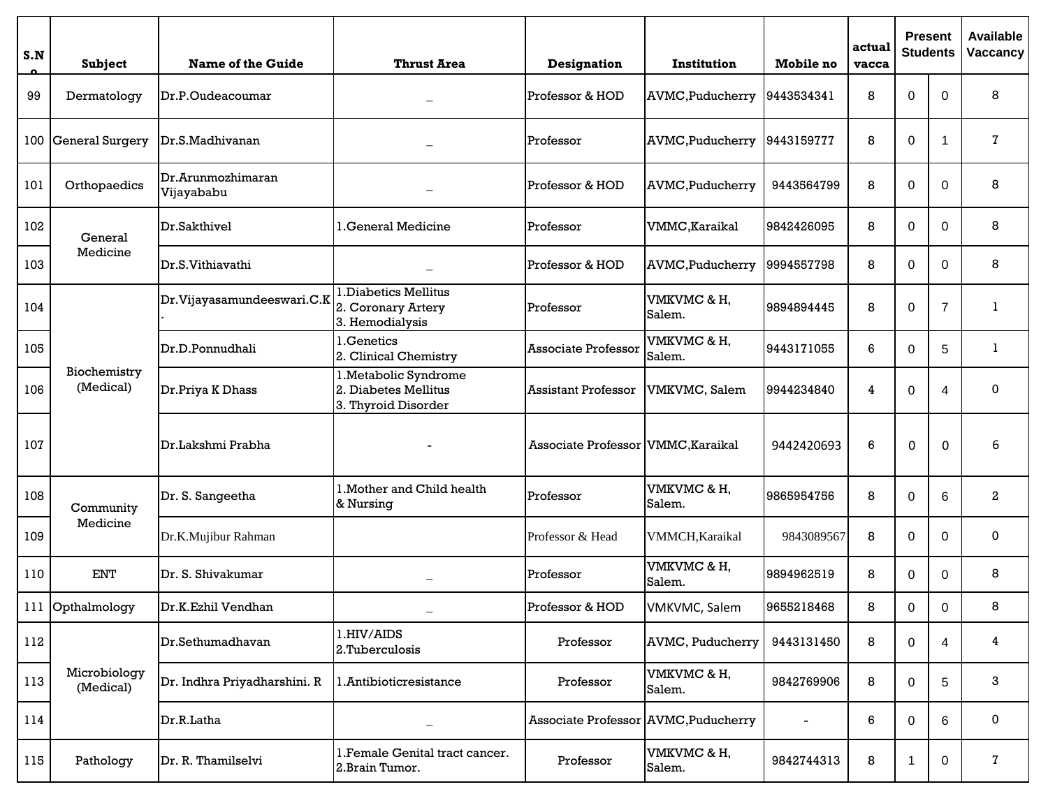| S.No | Subject | Name of the Guide | Thrust Area | Designation | Institution | Mobile no | actual vacca | Present Students | | Available Vaccancy |
|---|---|---|---|---|---|---|---|---|---|---|
| 99 | Dermatology | Dr.P.Oudeacoumar | _ | Professor & HOD | AVMC,Puducherry | 9443534341 | 8 | 0 | 0 | 8 |
| 100 | General Surgery | Dr.S.Madhivanan | _ | Professor | AVMC,Puducherry | 9443159777 | 8 | 0 | 1 | 7 |
| 101 | Orthopaedics | Dr.Arunmozhimaran Vijayababu | _ | Professor & HOD | AVMC,Puducherry | 9443564799 | 8 | 0 | 0 | 8 |
| 102 | General Medicine | Dr.Sakthivel | 1.General Medicine | Professor | VMMC,Karaikal | 9842426095 | 8 | 0 | 0 | 8 |
| 103 | | Dr.S.Vithiavathi | _ | Professor & HOD | AVMC,Puducherry | 9994557798 | 8 | 0 | 0 | 8 |
| 104 | Biochemistry (Medical) | Dr.Vijayasamundeeswari.C.K. | 1.Diabetics Mellitus<br>2. Coronary Artery<br>3. Hemodialysis | Professor | VMKVMC & H, Salem. | 9894894445 | 8 | 0 | 7 | 1 |
| 105 | | Dr.D.Ponnudhali | 1.Genetics<br>2. Clinical Chemistry | Associate Professor | VMKVMC & H, Salem. | 9443171055 | 6 | 0 | 5 | 1 |
| 106 | | Dr.Priya K Dhass | 1.Metabolic Syndrome<br>2. Diabetes Mellitus<br>3. Thyroid Disorder | Assistant Professor | VMKVMC, Salem | 9944234840 | 4 | 0 | 4 | 0 |
| 107 | | Dr.Lakshmi Prabha | - | Associate Professor | VMMC,Karaikal | 9442420693 | 6 | 0 | 0 | 6 |
| 108 | Community Medicine | Dr. S. Sangeetha | 1.Mother and Child health & Nursing | Professor | VMKVMC & H, Salem. | 9865954756 | 8 | 0 | 6 | 2 |
| 109 | | Dr.K.Mujibur Rahman | | Professor & Head | VMMCH,Karaikal | 9843089567 | 8 | 0 | 0 | 0 |
| 110 | ENT | Dr. S. Shivakumar | _ | Professor | VMKVMC & H, Salem. | 9894962519 | 8 | 0 | 0 | 8 |
| 111 | Opthalmology | Dr.K.Ezhil Vendhan | _ | Professor & HOD | VMKVMC, Salem | 9655218468 | 8 | 0 | 0 | 8 |
| 112 | Microbiology (Medical) | Dr.Sethumadhavan | 1.HIV/AIDS<br>2.Tuberculosis | Professor | AVMC, Puducherry | 9443131450 | 8 | 0 | 4 | 4 |
| 113 | | Dr. Indhra Priyadharshini. R | 1.Antibioticresistance | Professor | VMKVMC & H, Salem. | 9842769906 | 8 | 0 | 5 | 3 |
| 114 | | Dr.R.Latha | _ | Associate Professor | AVMC,Puducherry | - | 6 | 0 | 6 | 0 |
| 115 | Pathology | Dr. R. Thamilselvi | 1.Female Genital tract cancer.<br>2.Brain Tumor. | Professor | VMKVMC & H, Salem. | 9842744313 | 8 | 1 | 0 | 7 |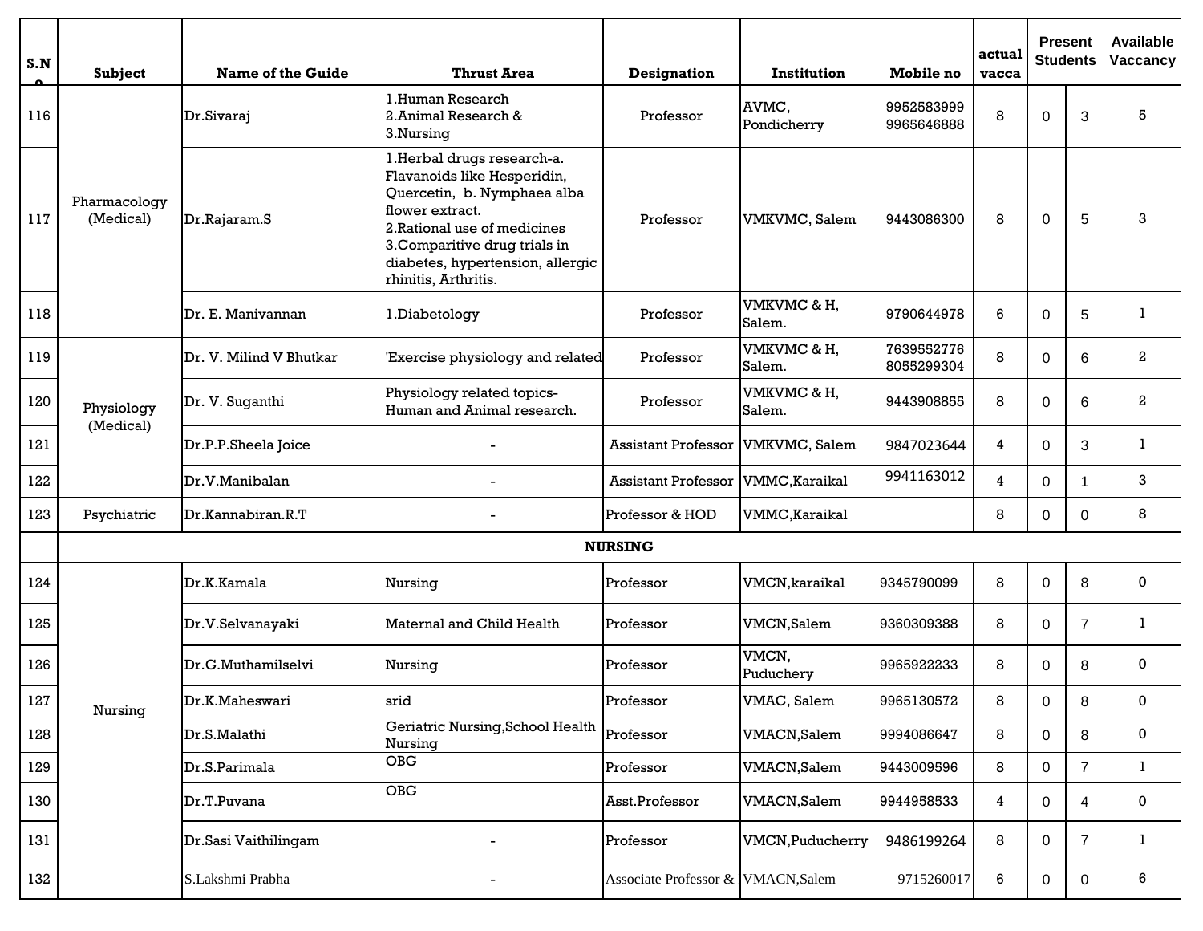| S.No | Subject | Name of the Guide | Thrust Area | Designation | Institution | Mobile no | actual vacca | Present Students | | Available Vaccancy |
|---|---|---|---|---|---|---|---|---|---|---|
| 116 | Pharmacology (Medical) | Dr.Sivaraj | 1.Human Research 2.Animal Research & 3.Nursing | Professor | AVMC, Pondicherry | 9952583999 9965646888 | 8 | 0 | 3 | 5 |
| 117 | | Dr.Rajaram.S | 1.Herbal drugs research-a. Flavanoids like Hesperidin, Quercetin, b. Nymphaea alba flower extract. 2.Rational use of medicines 3.Comparitive drug trials in diabetes, hypertension, allergic rhinitis, Arthritis. | Professor | VMKVMC, Salem | 9443086300 | 8 | 0 | 5 | 3 |
| 118 | | Dr. E. Manivannan | 1.Diabetology | Professor | VMKVMC & H, Salem. | 9790644978 | 6 | 0 | 5 | 1 |
| 119 | Physiology (Medical) | Dr. V. Milind V Bhutkar | 'Exercise physiology and related | Professor | VMKVMC & H, Salem. | 7639552776 8055299304 | 8 | 0 | 6 | 2 |
| 120 | | Dr. V. Suganthi | Physiology related topics-Human and Animal research. | Professor | VMKVMC & H, Salem. | 9443908855 | 8 | 0 | 6 | 2 |
| 121 | | Dr.P.P.Sheela Joice | - | Assistant Professor | VMKVMC, Salem | 9847023644 | 4 | 0 | 3 | 1 |
| 122 | | Dr.V.Manibalan | - | Assistant Professor | VMMC,Karaikal | 9941163012 | 4 | 0 | 1 | 3 |
| 123 | Psychiatric | Dr.Kannabiran.R.T | - | Professor & HOD | VMMC,Karaikal | | 8 | 0 | 0 | 8 |
| | **NURSING** | | | | | | | | | |
| 124 | Nursing | Dr.K.Kamala | Nursing | Professor | VMCN,karaikal | 9345790099 | 8 | 0 | 8 | 0 |
| 125 | | Dr.V.Selvanayaki | Maternal and Child Health | Professor | VMCN,Salem | 9360309388 | 8 | 0 | 7 | 1 |
| 126 | | Dr.G.Muthamilselvi | Nursing | Professor | VMCN, Puduchery | 9965922233 | 8 | 0 | 8 | 0 |
| 127 | | Dr.K.Maheswari | srid | Professor | VMAC, Salem | 9965130572 | 8 | 0 | 8 | 0 |
| 128 | | Dr.S.Malathi | Geriatric Nursing,School Health Nursing | Professor | VMACN,Salem | 9994086647 | 8 | 0 | 8 | 0 |
| 129 | | Dr.S.Parimala | OBG | Professor | VMACN,Salem | 9443009596 | 8 | 0 | 7 | 1 |
| 130 | | Dr.T.Puvana | OBG | Asst.Professor | VMACN,Salem | 9944958533 | 4 | 0 | 4 | 0 |
| 131 | | Dr.Sasi Vaithilingam | - | Professor | VMCN,Puducherry | 9486199264 | 8 | 0 | 7 | 1 |
| 132 | | S.Lakshmi Prabha | - | Associate Professor & | VMACN,Salem | 9715260017 | 6 | 0 | 0 | 6 |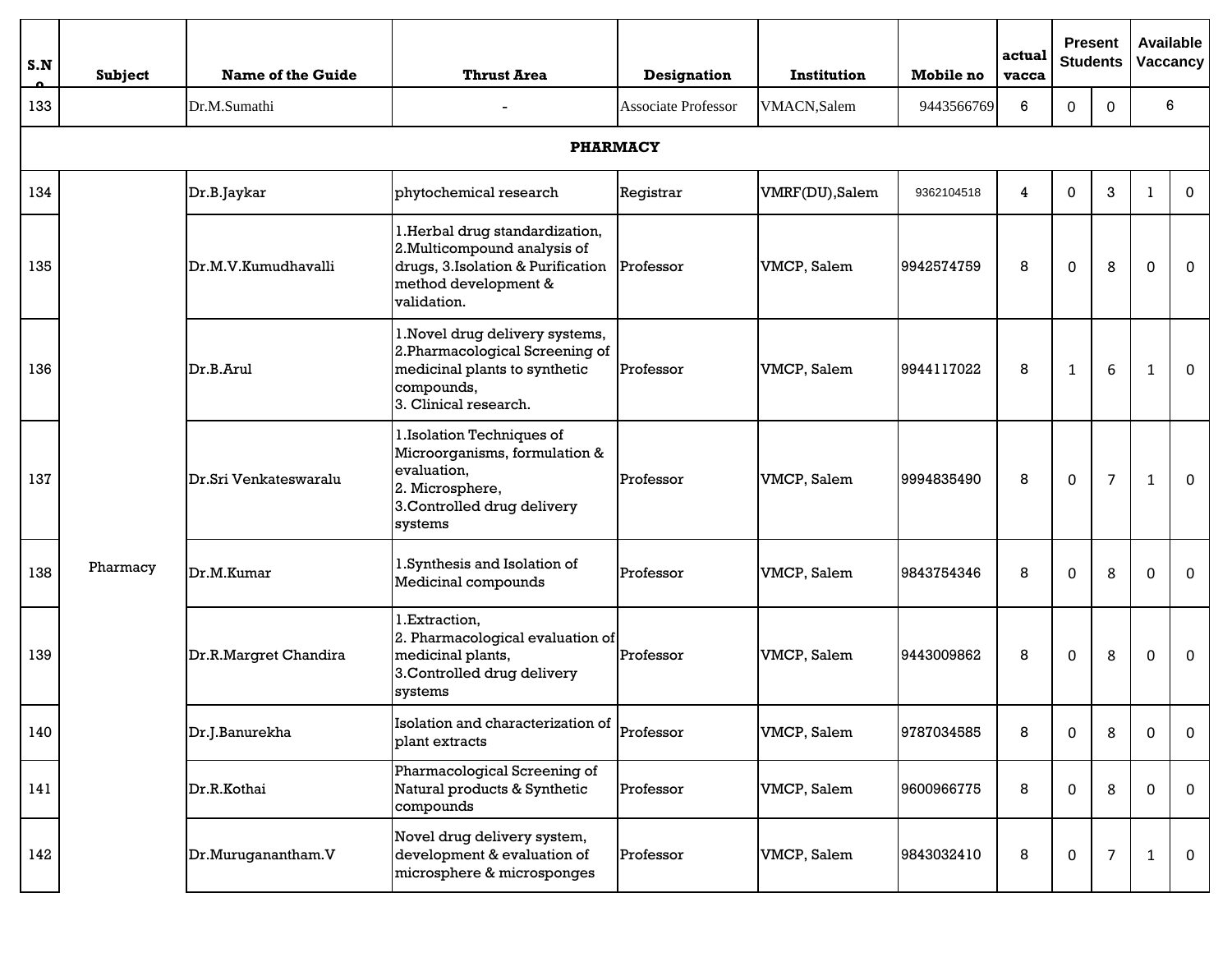| S.No | Subject | Name of the Guide | Thrust Area | Designation | Institution | Mobile no | actual vacca | Present Students | | Available Vaccancy | |
|---|---|---|---|---|---|---|---|---|---|---|---|
| 133 | | Dr.M.Sumathi | - | Associate Professor | VMACN,Salem | 9443566769 | 6 | 0 | 0 | 6 | |
| **PHARMACY** | | | | | | | | | | | |
| 134 | Pharmacy | Dr.B.Jaykar | phytochemical research | Registrar | VMRF(DU),Salem | 9362104518 | 4 | 0 | 3 | 1 | 0 |
| 135 | | Dr.M.V.Kumudhavalli | 1.Herbal drug standardization, 2.Multicompound analysis of drugs, 3.Isolation & Purification method development & validation. | Professor | VMCP, Salem | 9942574759 | 8 | 0 | 8 | 0 | 0 |
| 136 | | Dr.B.Arul | 1.Novel drug delivery systems, 2.Pharmacological Screening of medicinal plants to synthetic compounds, 3. Clinical research. | Professor | VMCP, Salem | 9944117022 | 8 | 1 | 6 | 1 | 0 |
| 137 | | Dr.Sri Venkateswaralu | 1.Isolation Techniques of Microorganisms, formulation & evaluation, 2. Microsphere, 3.Controlled drug delivery systems | Professor | VMCP, Salem | 9994835490 | 8 | 0 | 7 | 1 | 0 |
| 138 | | Dr.M.Kumar | 1.Synthesis and Isolation of Medicinal compounds | Professor | VMCP, Salem | 9843754346 | 8 | 0 | 8 | 0 | 0 |
| 139 | | Dr.R.Margret Chandira | 1.Extraction, 2. Pharmacological evaluation of medicinal plants, 3.Controlled drug delivery systems | Professor | VMCP, Salem | 9443009862 | 8 | 0 | 8 | 0 | 0 |
| 140 | | Dr.J.Banurekha | Isolation and characterization of plant extracts | Professor | VMCP, Salem | 9787034585 | 8 | 0 | 8 | 0 | 0 |
| 141 | | Dr.R.Kothai | Pharmacological Screening of Natural products & Synthetic compounds | Professor | VMCP, Salem | 9600966775 | 8 | 0 | 8 | 0 | 0 |
| 142 | | Dr.Muruganantham.V | Novel drug delivery system, development & evaluation of microsphere & microsponges | Professor | VMCP, Salem | 9843032410 | 8 | 0 | 7 | 1 | 0 |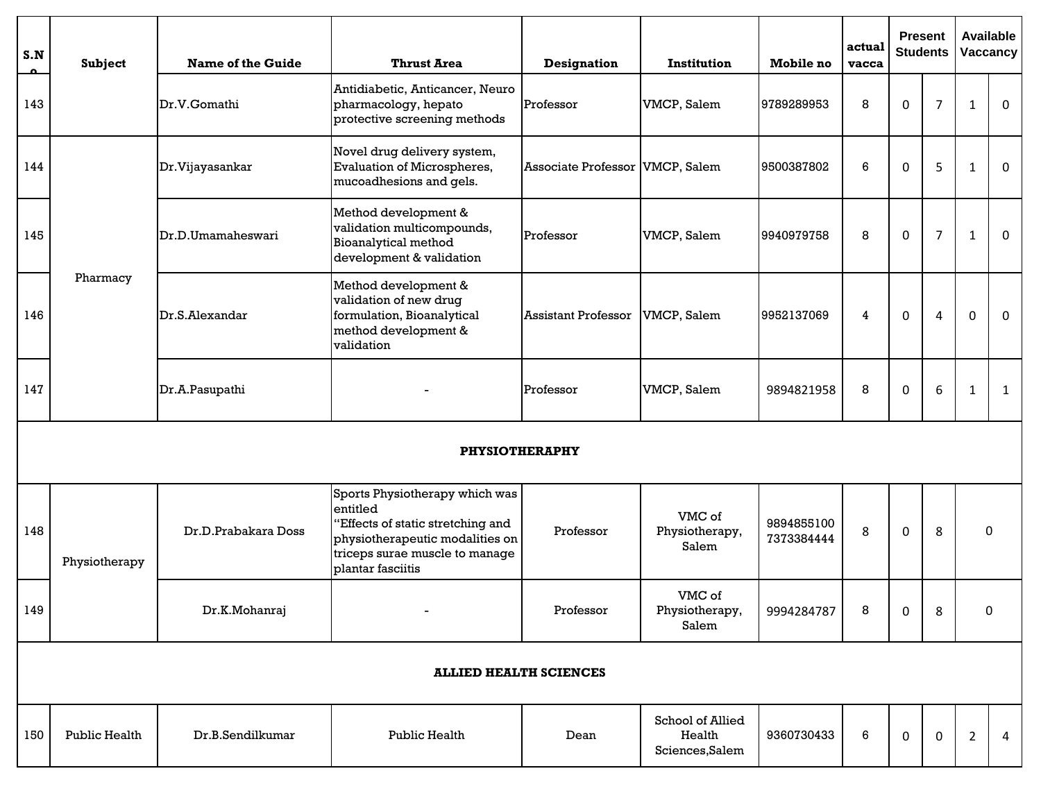| S.No | Subject | Name of the Guide | Thrust Area | Designation | Institution | Mobile no | actual vacca | Present Students | | Available Vaccancy | |
|---|---|---|---|---|---|---|---|---|---|---|---|
| 143 | | Dr.V.Gomathi | Antidiabetic, Anticancer, Neuro pharmacology, hepato protective screening methods | Professor | VMCP, Salem | 9789289953 | 8 | 0 | 7 | 1 | 0 |
| 144 | Pharmacy | Dr.Vijayasankar | Novel drug delivery system, Evaluation of Microspheres, mucoadhesions and gels. | Associate Professor | VMCP, Salem | 9500387802 | 6 | 0 | 5 | 1 | 0 |
| 145 | | Dr.D.Umamaheswari | Method development & validation multicompounds, Bioanalytical method development & validation | Professor | VMCP, Salem | 9940979758 | 8 | 0 | 7 | 1 | 0 |
| 146 | | Dr.S.Alexandar | Method development & validation of new drug formulation, Bioanalytical method development & validation | Assistant Professor | VMCP, Salem | 9952137069 | 4 | 0 | 4 | 0 | 0 |
| 147 | | Dr.A.Pasupathi | - | Professor | VMCP, Salem | 9894821958 | 8 | 0 | 6 | 1 | 1 |
| **PHYSIOTHERAPHY** | | | | | | | | | | | |
| 148 | Physiotherapy | Dr.D.Prabakara Doss | Sports Physiotherapy which was entitled "Effects of static stretching and physiotherapeutic modalities on triceps surae muscle to manage plantar fasciitis | Professor | VMC of Physiotherapy, Salem | 9894855100 7373384444 | 8 | 0 | 8 | 0 | |
| 149 | | Dr.K.Mohanraj | - | Professor | VMC of Physiotherapy, Salem | 9994284787 | 8 | 0 | 8 | 0 | |
| **ALLIED HEALTH SCIENCES** | | | | | | | | | | | |
| 150 | Public Health | Dr.B.Sendilkumar | Public Health | Dean | School of Allied Health Sciences,Salem | 9360730433 | 6 | 0 | 0 | 2 | 4 |